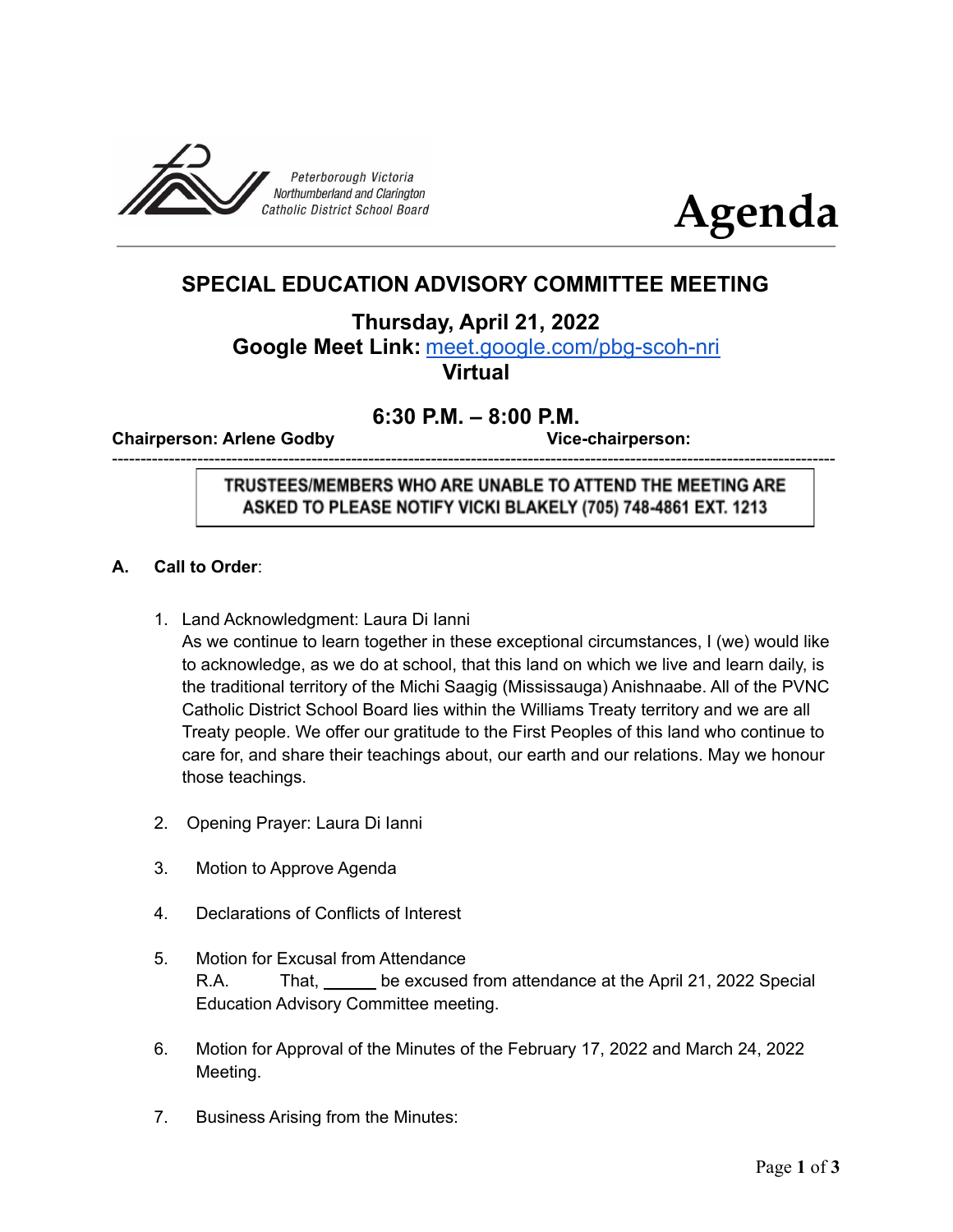Peterborough Victoria
Northumberland and Clarington
Catholic District School Board

# Agenda

## SPECIAL EDUCATION ADVISORY COMMITTEE MEETING

**Thursday, April 21, 2022**
**Google Meet Link:** meet.google.com/pbg-scoh-nri
**Virtual**

**6:30 P.M. – 8:00 P.M.**

**Chairperson: Arlene Godby** **Vice-chairperson:**

---

**TRUSTEES/MEMBERS WHO ARE UNABLE TO ATTEND THE MEETING ARE ASKED TO PLEASE NOTIFY VICKI BLAKELY (705) 748-4861 EXT. 1213**

**A. Call to Order**:

1. Land Acknowledgment: Laura Di Ianni
   As we continue to learn together in these exceptional circumstances, I (we) would like to acknowledge, as we do at school, that this land on which we live and learn daily, is the traditional territory of the Michi Saagig (Mississauga) Anishnaabe. All of the PVNC Catholic District School Board lies within the Williams Treaty territory and we are all Treaty people. We offer our gratitude to the First Peoples of this land who continue to care for, and share their teachings about, our earth and our relations. May we honour those teachings.

2. Opening Prayer: Laura Di Ianni

3. Motion to Approve Agenda

4. Declarations of Conflicts of Interest

5. Motion for Excusal from Attendance
   R.A. That, ______ be excused from attendance at the April 21, 2022 Special Education Advisory Committee meeting.

6. Motion for Approval of the Minutes of the February 17, 2022 and March 24, 2022 Meeting.

7. Business Arising from the Minutes: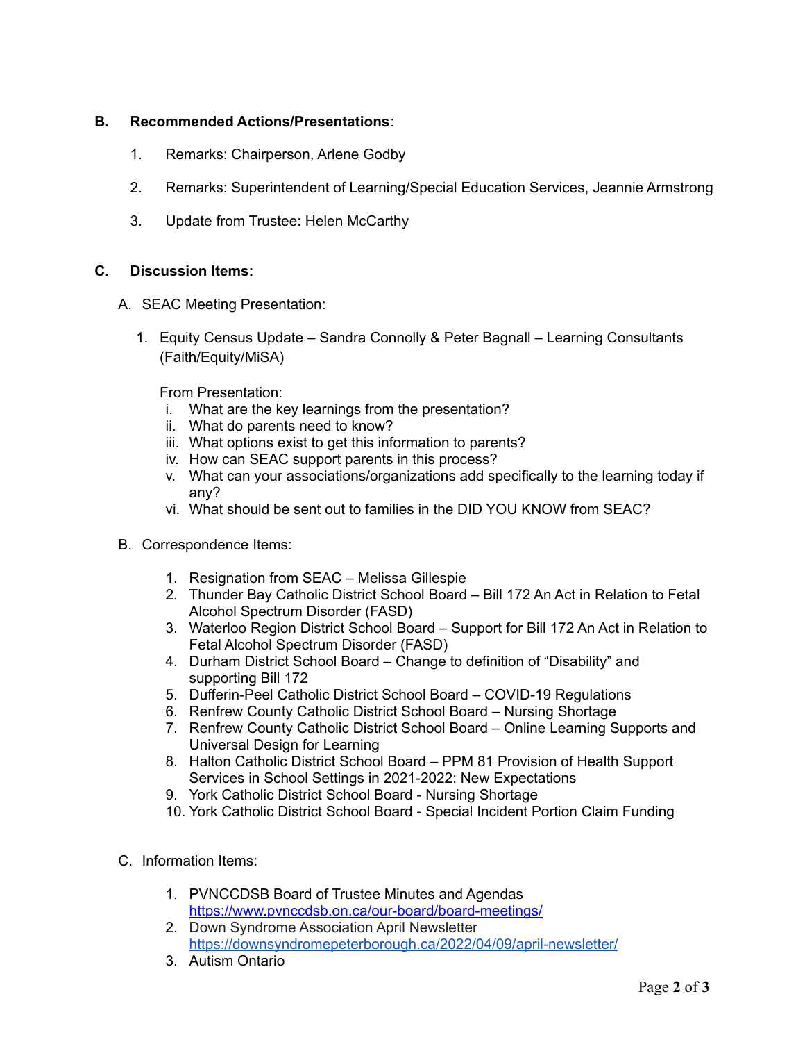**B. Recommended Actions/Presentations**:

1. Remarks: Chairperson, Arlene Godby
2. Remarks: Superintendent of Learning/Special Education Services, Jeannie Armstrong
3. Update from Trustee: Helen McCarthy

**C. Discussion Items:**

A. SEAC Meeting Presentation:

1. Equity Census Update – Sandra Connolly & Peter Bagnall – Learning Consultants (Faith/Equity/MiSA)

   From Presentation:

   i. What are the key learnings from the presentation?
   ii. What do parents need to know?
   iii. What options exist to get this information to parents?
   iv. How can SEAC support parents in this process?
   v. What can your associations/organizations add specifically to the learning today if any?
   vi. What should be sent out to families in the DID YOU KNOW from SEAC?

B. Correspondence Items:

1. Resignation from SEAC – Melissa Gillespie
2. Thunder Bay Catholic District School Board – Bill 172 An Act in Relation to Fetal Alcohol Spectrum Disorder (FASD)
3. Waterloo Region District School Board – Support for Bill 172 An Act in Relation to Fetal Alcohol Spectrum Disorder (FASD)
4. Durham District School Board – Change to definition of "Disability" and supporting Bill 172
5. Dufferin-Peel Catholic District School Board – COVID-19 Regulations
6. Renfrew County Catholic District School Board – Nursing Shortage
7. Renfrew County Catholic District School Board – Online Learning Supports and Universal Design for Learning
8. Halton Catholic District School Board – PPM 81 Provision of Health Support Services in School Settings in 2021-2022: New Expectations
9. York Catholic District School Board - Nursing Shortage
10. York Catholic District School Board - Special Incident Portion Claim Funding

C. Information Items:

1. PVNCCDSB Board of Trustee Minutes and Agendas https://www.pvnccdsb.on.ca/our-board/board-meetings/
2. Down Syndrome Association April Newsletter https://downsyndromepeterborough.ca/2022/04/09/april-newsletter/
3. Autism Ontario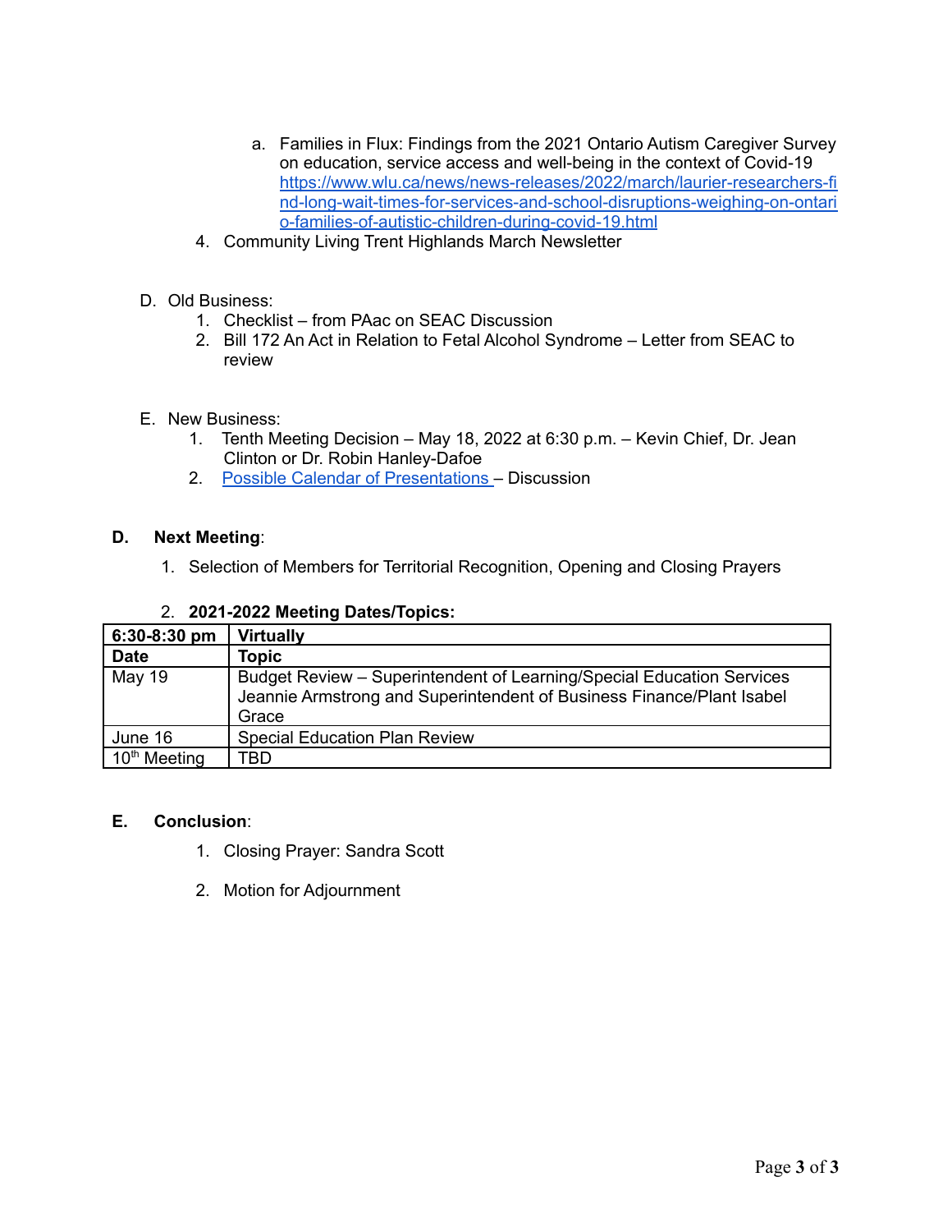a. Families in Flux: Findings from the 2021 Ontario Autism Caregiver Survey on education, service access and well-being in the context of Covid-19 https://www.wlu.ca/news/news-releases/2022/march/laurier-researchers-find-long-wait-times-for-services-and-school-disruptions-weighing-on-ontario-families-of-autistic-children-during-covid-19.html

4. Community Living Trent Highlands March Newsletter

D. Old Business:
   1. Checklist – from PAac on SEAC Discussion
   2. Bill 172 An Act in Relation to Fetal Alcohol Syndrome – Letter from SEAC to review

E. New Business:
   1. Tenth Meeting Decision – May 18, 2022 at 6:30 p.m. – Kevin Chief, Dr. Jean Clinton or Dr. Robin Hanley-Dafoe
   2. Possible Calendar of Presentations – Discussion

**D. Next Meeting**:

1. Selection of Members for Territorial Recognition, Opening and Closing Prayers

2. **2021-2022 Meeting Dates/Topics:**

| **6:30-8:30 pm** | **Virtually** |
|---|---|
| **Date** | **Topic** |
| May 19 | Budget Review – Superintendent of Learning/Special Education Services Jeannie Armstrong and Superintendent of Business Finance/Plant Isabel Grace |
| June 16 | Special Education Plan Review |
| 10th Meeting | TBD |

**E. Conclusion**:

1. Closing Prayer: Sandra Scott

2. Motion for Adjournment